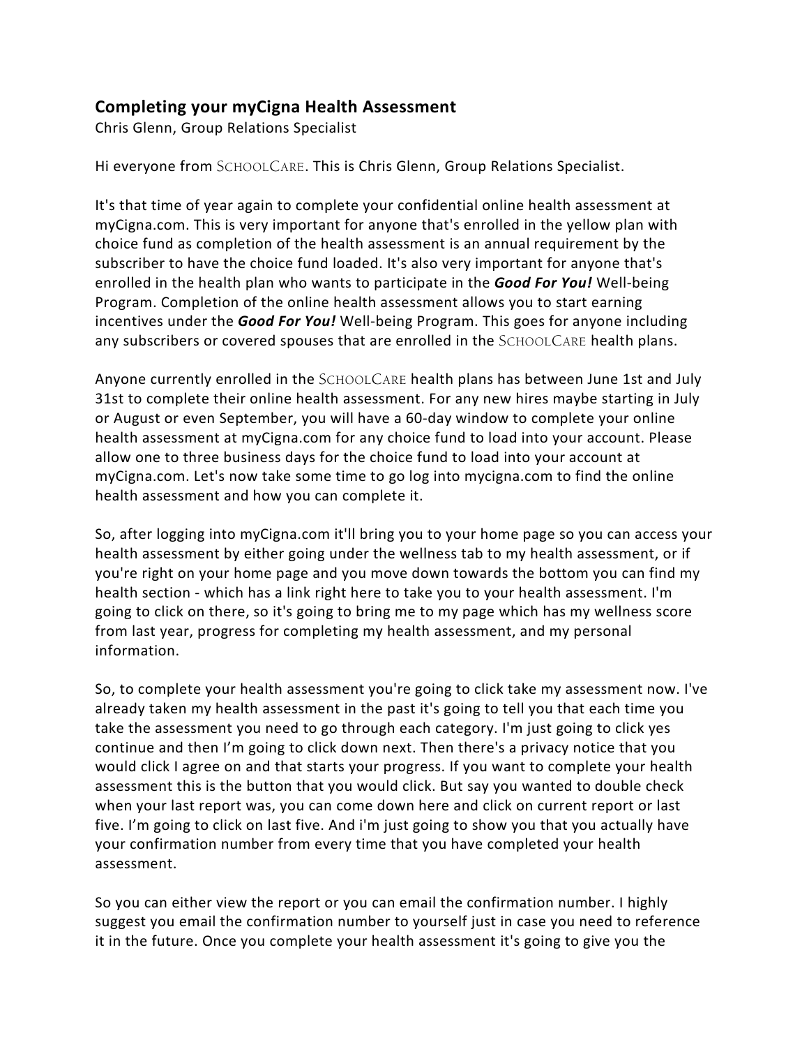## Completing your myCigna Health Assessment

Chris Glenn, Group Relations Specialist

Hi everyone from SchoolCare. This is Chris Glenn, Group Relations Specialist.

It's that time of year again to complete your confidential online health assessment at myCigna.com. This is very important for anyone that's enrolled in the yellow plan with choice fund as completion of the health assessment is an annual requirement by the subscriber to have the choice fund loaded. It's also very important for anyone that's enrolled in the health plan who wants to participate in the ***Good For You!*** Well-being Program. Completion of the online health assessment allows you to start earning incentives under the ***Good For You!*** Well-being Program. This goes for anyone including any subscribers or covered spouses that are enrolled in the SchoolCare health plans.

Anyone currently enrolled in the SchoolCare health plans has between June 1st and July 31st to complete their online health assessment. For any new hires maybe starting in July or August or even September, you will have a 60-day window to complete your online health assessment at myCigna.com for any choice fund to load into your account. Please allow one to three business days for the choice fund to load into your account at myCigna.com. Let's now take some time to go log into mycigna.com to find the online health assessment and how you can complete it.

So, after logging into myCigna.com it'll bring you to your home page so you can access your health assessment by either going under the wellness tab to my health assessment, or if you're right on your home page and you move down towards the bottom you can find my health section - which has a link right here to take you to your health assessment. I'm going to click on there, so it's going to bring me to my page which has my wellness score from last year, progress for completing my health assessment, and my personal information.

So, to complete your health assessment you're going to click take my assessment now. I've already taken my health assessment in the past it's going to tell you that each time you take the assessment you need to go through each category. I'm just going to click yes continue and then I'm going to click down next. Then there's a privacy notice that you would click I agree on and that starts your progress. If you want to complete your health assessment this is the button that you would click. But say you wanted to double check when your last report was, you can come down here and click on current report or last five. I'm going to click on last five. And i'm just going to show you that you actually have your confirmation number from every time that you have completed your health assessment.

So you can either view the report or you can email the confirmation number. I highly suggest you email the confirmation number to yourself just in case you need to reference it in the future. Once you complete your health assessment it's going to give you the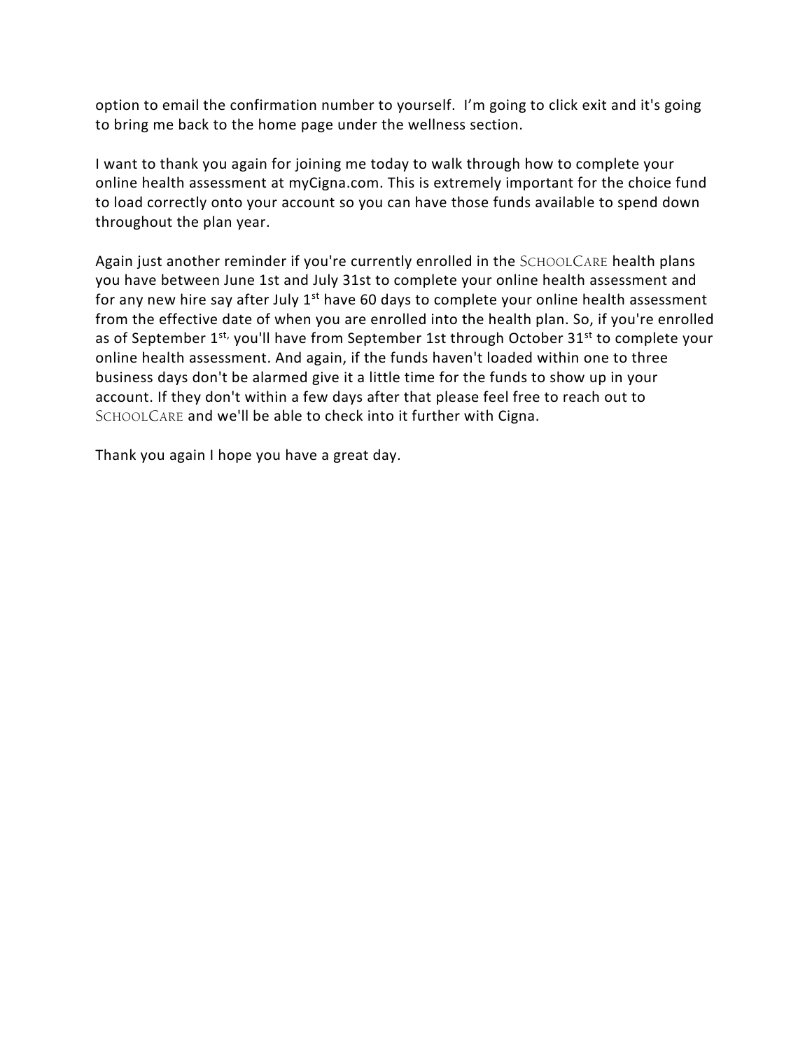option to email the confirmation number to yourself. I'm going to click exit and it's going to bring me back to the home page under the wellness section.

I want to thank you again for joining me today to walk through how to complete your online health assessment at myCigna.com. This is extremely important for the choice fund to load correctly onto your account so you can have those funds available to spend down throughout the plan year.

Again just another reminder if you're currently enrolled in the SchoolCare health plans you have between June 1st and July 31st to complete your online health assessment and for any new hire say after July 1st have 60 days to complete your online health assessment from the effective date of when you are enrolled into the health plan. So, if you're enrolled as of September 1st, you'll have from September 1st through October 31st to complete your online health assessment. And again, if the funds haven't loaded within one to three business days don't be alarmed give it a little time for the funds to show up in your account. If they don't within a few days after that please feel free to reach out to SchoolCare and we'll be able to check into it further with Cigna.

Thank you again I hope you have a great day.